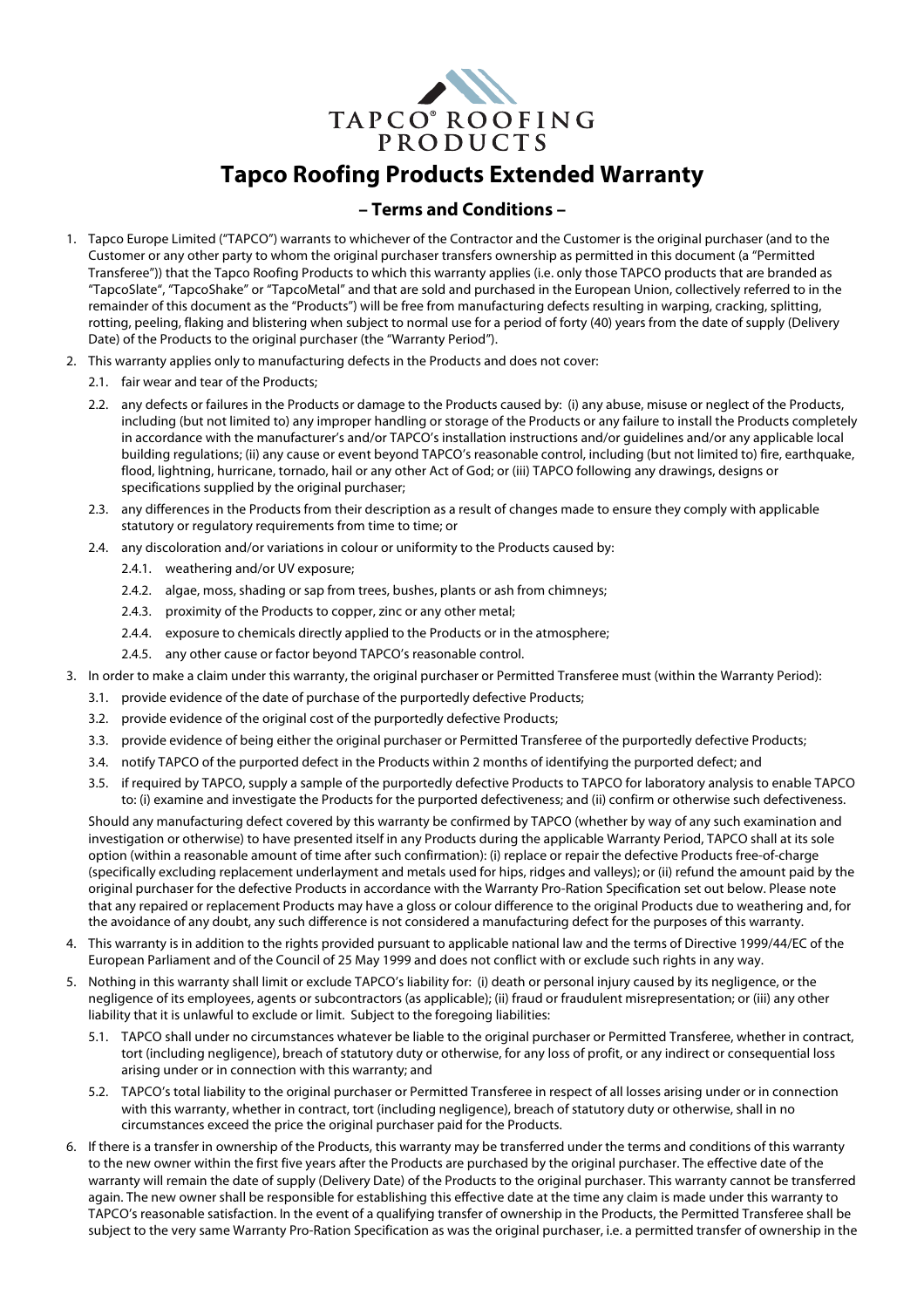# Tapco Roofing Products Extended Warranty

## – Terms and Conditions –

1. Tapco Europe Limited ("TAPCO") warrants to whichever of the Contractor and the Customer is the original purchaser (and to the Customer or any other party to whom the original purchaser transfers ownership as permitted in this document (a "Permitted Transferee")) that the Tapco Roofing Products to which this warranty applies (i.e. only those TAPCO products that are branded as "TapcoSlate", "TapcoShake" or "TapcoMetal" and that are sold and purchased in the European Union, collectively referred to in the remainder of this document as the "Products") will be free from manufacturing defects resulting in warping, cracking, splitting, rotting, peeling, flaking and blistering when subject to normal use for a period of forty (40) years from the date of supply (Delivery Date) of the Products to the original purchaser (the "Warranty Period").
2. This warranty applies only to manufacturing defects in the Products and does not cover:
   - 2.1. fair wear and tear of the Products;
   - 2.2. any defects or failures in the Products or damage to the Products caused by: (i) any abuse, misuse or neglect of the Products, including (but not limited to) any improper handling or storage of the Products or any failure to install the Products completely in accordance with the manufacturer's and/or TAPCO's installation instructions and/or guidelines and/or any applicable local building regulations; (ii) any cause or event beyond TAPCO's reasonable control, including (but not limited to) fire, earthquake, flood, lightning, hurricane, tornado, hail or any other Act of God; or (iii) TAPCO following any drawings, designs or specifications supplied by the original purchaser;
   - 2.3. any differences in the Products from their description as a result of changes made to ensure they comply with applicable statutory or regulatory requirements from time to time; or
   - 2.4. any discoloration and/or variations in colour or uniformity to the Products caused by:
     - 2.4.1. weathering and/or UV exposure;
     - 2.4.2. algae, moss, shading or sap from trees, bushes, plants or ash from chimneys;
     - 2.4.3. proximity of the Products to copper, zinc or any other metal;
     - 2.4.4. exposure to chemicals directly applied to the Products or in the atmosphere;
     - 2.4.5. any other cause or factor beyond TAPCO's reasonable control.
3. In order to make a claim under this warranty, the original purchaser or Permitted Transferee must (within the Warranty Period):
   - 3.1. provide evidence of the date of purchase of the purportedly defective Products;
   - 3.2. provide evidence of the original cost of the purportedly defective Products;
   - 3.3. provide evidence of being either the original purchaser or Permitted Transferee of the purportedly defective Products;
   - 3.4. notify TAPCO of the purported defect in the Products within 2 months of identifying the purported defect; and
   - 3.5. if required by TAPCO, supply a sample of the purportedly defective Products to TAPCO for laboratory analysis to enable TAPCO to: (i) examine and investigate the Products for the purported defectiveness; and (ii) confirm or otherwise such defectiveness.

   Should any manufacturing defect covered by this warranty be confirmed by TAPCO (whether by way of any such examination and investigation or otherwise) to have presented itself in any Products during the applicable Warranty Period, TAPCO shall at its sole option (within a reasonable amount of time after such confirmation): (i) replace or repair the defective Products free-of-charge (specifically excluding replacement underlayment and metals used for hips, ridges and valleys); or (ii) refund the amount paid by the original purchaser for the defective Products in accordance with the Warranty Pro-Ration Specification set out below. Please note that any repaired or replacement Products may have a gloss or colour difference to the original Products due to weathering and, for the avoidance of any doubt, any such difference is not considered a manufacturing defect for the purposes of this warranty.
4. This warranty is in addition to the rights provided pursuant to applicable national law and the terms of Directive 1999/44/EC of the European Parliament and of the Council of 25 May 1999 and does not conflict with or exclude such rights in any way.
5. Nothing in this warranty shall limit or exclude TAPCO's liability for: (i) death or personal injury caused by its negligence, or the negligence of its employees, agents or subcontractors (as applicable); (ii) fraud or fraudulent misrepresentation; or (iii) any other liability that it is unlawful to exclude or limit. Subject to the foregoing liabilities:
   - 5.1. TAPCO shall under no circumstances whatever be liable to the original purchaser or Permitted Transferee, whether in contract, tort (including negligence), breach of statutory duty or otherwise, for any loss of profit, or any indirect or consequential loss arising under or in connection with this warranty; and
   - 5.2. TAPCO's total liability to the original purchaser or Permitted Transferee in respect of all losses arising under or in connection with this warranty, whether in contract, tort (including negligence), breach of statutory duty or otherwise, shall in no circumstances exceed the price the original purchaser paid for the Products.
6. If there is a transfer in ownership of the Products, this warranty may be transferred under the terms and conditions of this warranty to the new owner within the first five years after the Products are purchased by the original purchaser. The effective date of the warranty will remain the date of supply (Delivery Date) of the Products to the original purchaser. This warranty cannot be transferred again. The new owner shall be responsible for establishing this effective date at the time any claim is made under this warranty to TAPCO's reasonable satisfaction. In the event of a qualifying transfer of ownership in the Products, the Permitted Transferee shall be subject to the very same Warranty Pro-Ration Specification as was the original purchaser, i.e. a permitted transfer of ownership in the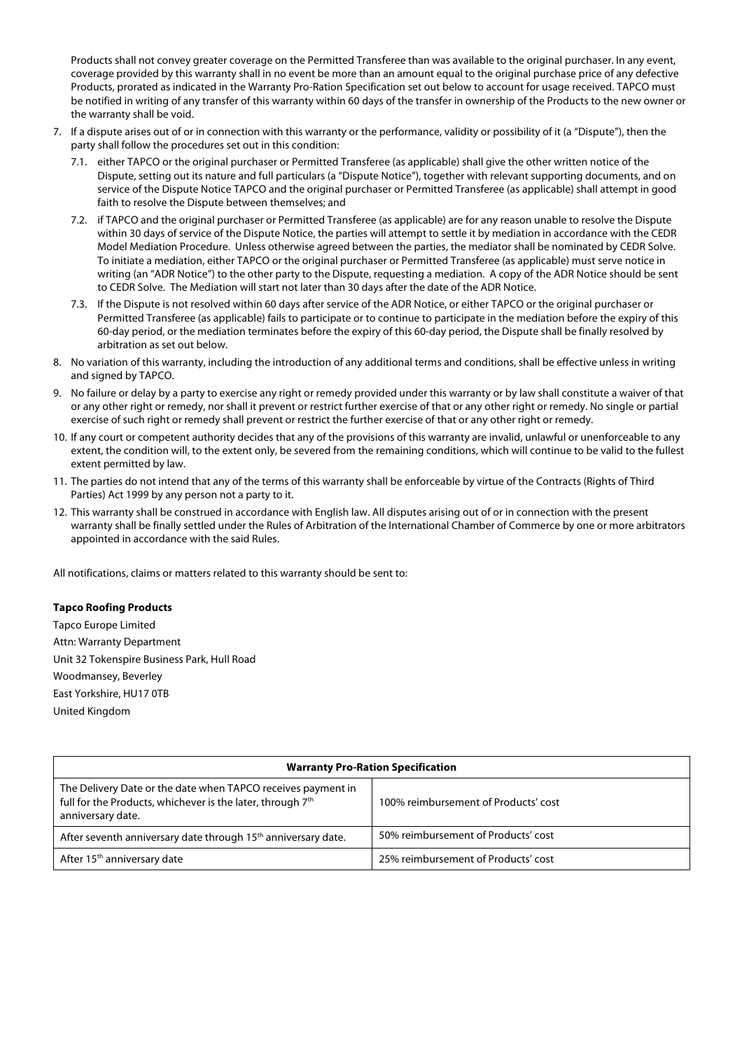Products shall not convey greater coverage on the Permitted Transferee than was available to the original purchaser. In any event, coverage provided by this warranty shall in no event be more than an amount equal to the original purchase price of any defective Products, prorated as indicated in the Warranty Pro-Ration Specification set out below to account for usage received. TAPCO must be notified in writing of any transfer of this warranty within 60 days of the transfer in ownership of the Products to the new owner or the warranty shall be void.

7. If a dispute arises out of or in connection with this warranty or the performance, validity or possibility of it (a "Dispute"), then the party shall follow the procedures set out in this condition:
   7.1. either TAPCO or the original purchaser or Permitted Transferee (as applicable) shall give the other written notice of the Dispute, setting out its nature and full particulars (a "Dispute Notice"), together with relevant supporting documents, and on service of the Dispute Notice TAPCO and the original purchaser or Permitted Transferee (as applicable) shall attempt in good faith to resolve the Dispute between themselves; and
   7.2. if TAPCO and the original purchaser or Permitted Transferee (as applicable) are for any reason unable to resolve the Dispute within 30 days of service of the Dispute Notice, the parties will attempt to settle it by mediation in accordance with the CEDR Model Mediation Procedure. Unless otherwise agreed between the parties, the mediator shall be nominated by CEDR Solve. To initiate a mediation, either TAPCO or the original purchaser or Permitted Transferee (as applicable) must serve notice in writing (an "ADR Notice") to the other party to the Dispute, requesting a mediation. A copy of the ADR Notice should be sent to CEDR Solve. The Mediation will start not later than 30 days after the date of the ADR Notice.
   7.3. If the Dispute is not resolved within 60 days after service of the ADR Notice, or either TAPCO or the original purchaser or Permitted Transferee (as applicable) fails to participate or to continue to participate in the mediation before the expiry of this 60-day period, or the mediation terminates before the expiry of this 60-day period, the Dispute shall be finally resolved by arbitration as set out below.
8. No variation of this warranty, including the introduction of any additional terms and conditions, shall be effective unless in writing and signed by TAPCO.
9. No failure or delay by a party to exercise any right or remedy provided under this warranty or by law shall constitute a waiver of that or any other right or remedy, nor shall it prevent or restrict further exercise of that or any other right or remedy. No single or partial exercise of such right or remedy shall prevent or restrict the further exercise of that or any other right or remedy.
10. If any court or competent authority decides that any of the provisions of this warranty are invalid, unlawful or unenforceable to any extent, the condition will, to the extent only, be severed from the remaining conditions, which will continue to be valid to the fullest extent permitted by law.
11. The parties do not intend that any of the terms of this warranty shall be enforceable by virtue of the Contracts (Rights of Third Parties) Act 1999 by any person not a party to it.
12. This warranty shall be construed in accordance with English law. All disputes arising out of or in connection with the present warranty shall be finally settled under the Rules of Arbitration of the International Chamber of Commerce by one or more arbitrators appointed in accordance with the said Rules.

All notifications, claims or matters related to this warranty should be sent to:

**Tapco Roofing Products**

Tapco Europe Limited
Attn: Warranty Department
Unit 32 Tokenspire Business Park, Hull Road
Woodmansey, Beverley
East Yorkshire, HU17 0TB
United Kingdom

| **Warranty Pro-Ration Specification** | |
|---|---|
| The Delivery Date or the date when TAPCO receives payment in full for the Products, whichever is the later, through 7th anniversary date. | 100% reimbursement of Products' cost |
| After seventh anniversary date through 15th anniversary date. | 50% reimbursement of Products' cost |
| After 15th anniversary date | 25% reimbursement of Products' cost |